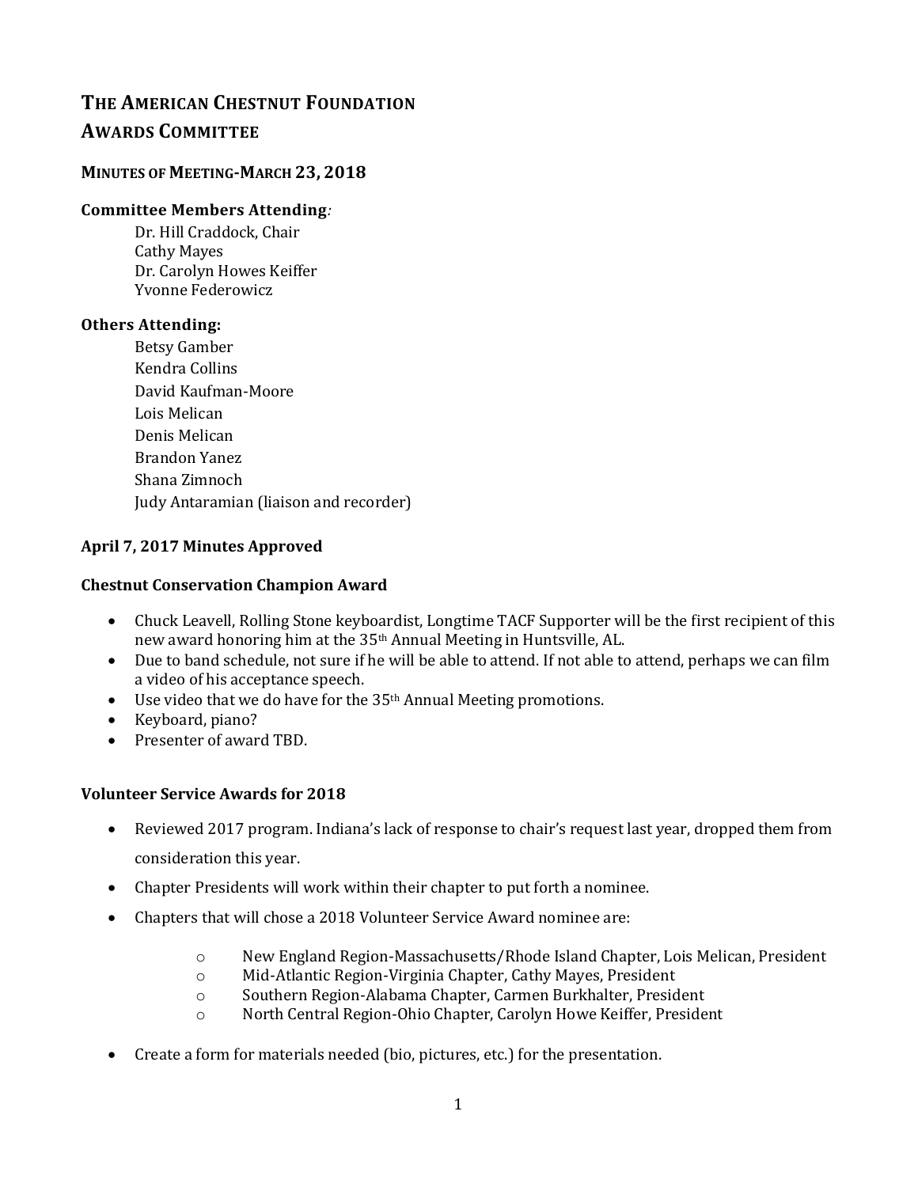# The American Chestnut Foundation
# Awards Committee

## Minutes of Meeting-March 23, 2018

**Committee Members Attending***:*

Dr. Hill Craddock, Chair
Cathy Mayes
Dr. Carolyn Howes Keiffer
Yvonne Federowicz

**Others Attending:**

Betsy Gamber
Kendra Collins
David Kaufman-Moore
Lois Melican
Denis Melican
Brandon Yanez
Shana Zimnoch
Judy Antaramian (liaison and recorder)

### April 7, 2017 Minutes Approved

### Chestnut Conservation Champion Award

- Chuck Leavell, Rolling Stone keyboardist, Longtime TACF Supporter will be the first recipient of this new award honoring him at the 35th Annual Meeting in Huntsville, AL.
- Due to band schedule, not sure if he will be able to attend. If not able to attend, perhaps we can film a video of his acceptance speech.
- Use video that we do have for the 35th Annual Meeting promotions.
- Keyboard, piano?
- Presenter of award TBD.

### Volunteer Service Awards for 2018

- Reviewed 2017 program. Indiana's lack of response to chair's request last year, dropped them from consideration this year.
- Chapter Presidents will work within their chapter to put forth a nominee.
- Chapters that will chose a 2018 Volunteer Service Award nominee are:
    - New England Region-Massachusetts/Rhode Island Chapter, Lois Melican, President
    - Mid-Atlantic Region-Virginia Chapter, Cathy Mayes, President
    - Southern Region-Alabama Chapter, Carmen Burkhalter, President
    - North Central Region-Ohio Chapter, Carolyn Howe Keiffer, President
- Create a form for materials needed (bio, pictures, etc.) for the presentation.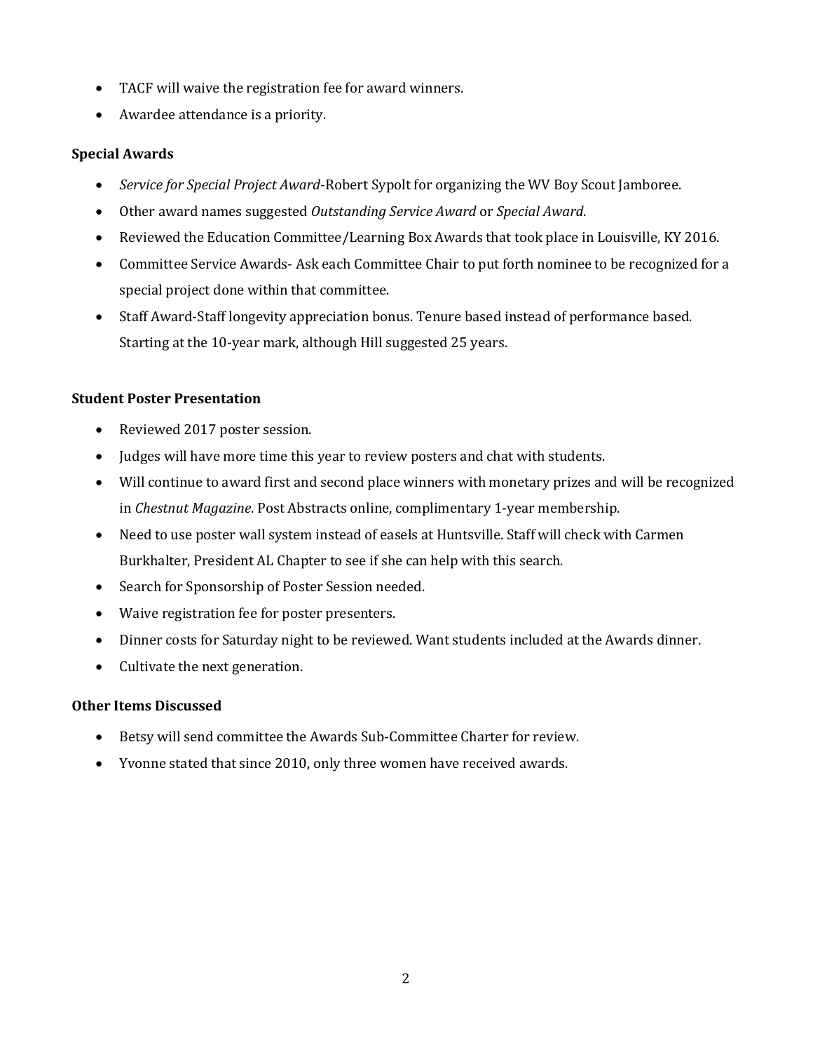- TACF will waive the registration fee for award winners.
- Awardee attendance is a priority.

**Special Awards**

- *Service for Special Project Award*-Robert Sypolt for organizing the WV Boy Scout Jamboree.
- Other award names suggested *Outstanding Service Award* or *Special Award*.
- Reviewed the Education Committee/Learning Box Awards that took place in Louisville, KY 2016.
- Committee Service Awards- Ask each Committee Chair to put forth nominee to be recognized for a special project done within that committee.
- Staff Award-Staff longevity appreciation bonus. Tenure based instead of performance based. Starting at the 10-year mark, although Hill suggested 25 years.

**Student Poster Presentation**

- Reviewed 2017 poster session.
- Judges will have more time this year to review posters and chat with students.
- Will continue to award first and second place winners with monetary prizes and will be recognized in *Chestnut Magazine*. Post Abstracts online, complimentary 1-year membership.
- Need to use poster wall system instead of easels at Huntsville. Staff will check with Carmen Burkhalter, President AL Chapter to see if she can help with this search.
- Search for Sponsorship of Poster Session needed.
- Waive registration fee for poster presenters.
- Dinner costs for Saturday night to be reviewed. Want students included at the Awards dinner.
- Cultivate the next generation.

**Other Items Discussed**

- Betsy will send committee the Awards Sub-Committee Charter for review.
- Yvonne stated that since 2010, only three women have received awards.